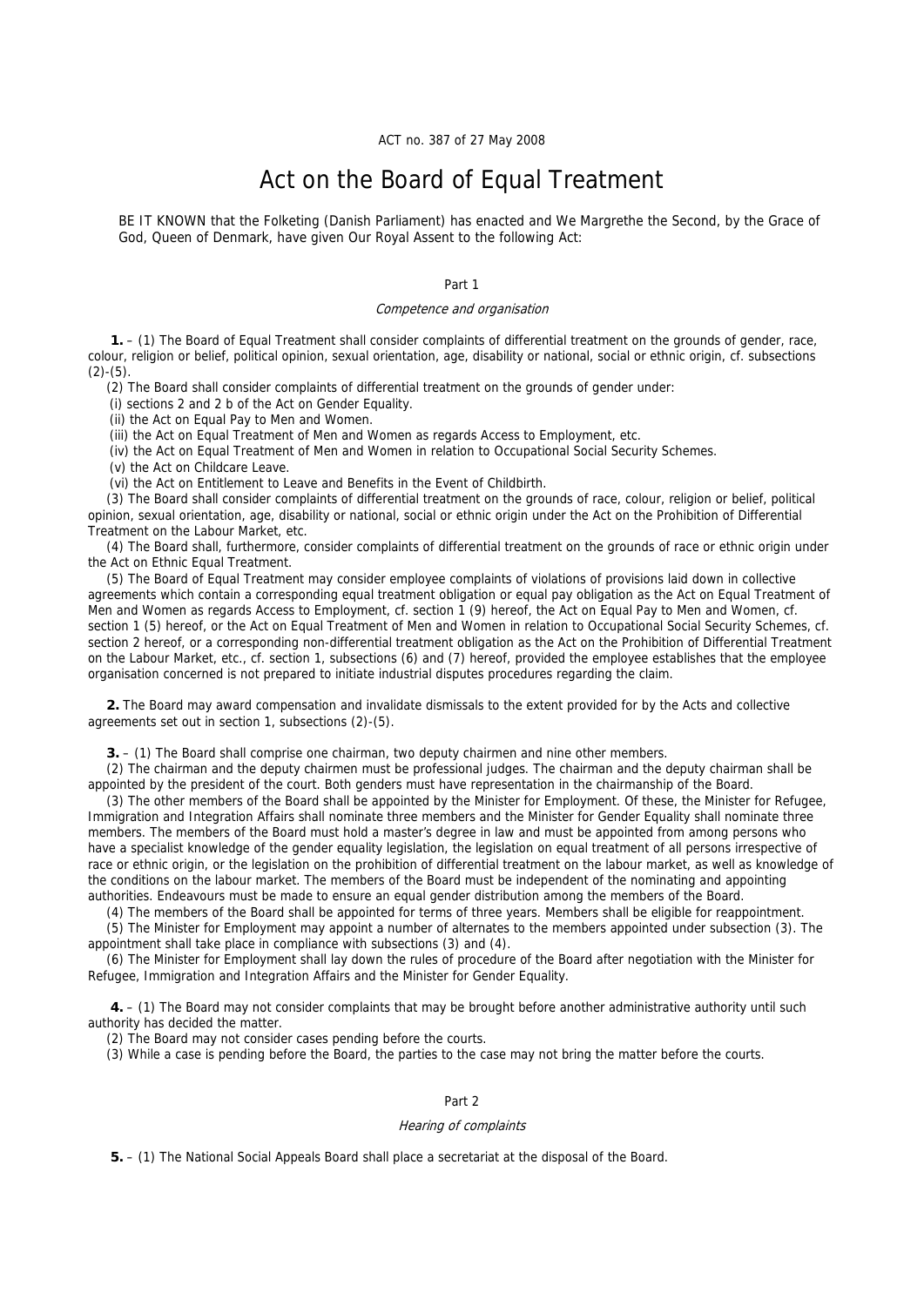ACT no. 387 of 27 May 2008

# Act on the Board of Equal Treatment

BE IT KNOWN that the Folketing (Danish Parliament) has enacted and We Margrethe the Second, by the Grace of God, Queen of Denmark, have given Our Royal Assent to the following Act:

## Part 1

*Competence and organisation*

**1.** – (1) The Board of Equal Treatment shall consider complaints of differential treatment on the grounds of gender, race, colour, religion or belief, political opinion, sexual orientation, age, disability or national, social or ethnic origin, cf. subsections (2)-(5).

(2) The Board shall consider complaints of differential treatment on the grounds of gender under:

(i) sections 2 and 2 b of the Act on Gender Equality.

(ii) the Act on Equal Pay to Men and Women.

(iii) the Act on Equal Treatment of Men and Women as regards Access to Employment, etc.

(iv) the Act on Equal Treatment of Men and Women in relation to Occupational Social Security Schemes.

(v) the Act on Childcare Leave.

(vi) the Act on Entitlement to Leave and Benefits in the Event of Childbirth.

(3) The Board shall consider complaints of differential treatment on the grounds of race, colour, religion or belief, political opinion, sexual orientation, age, disability or national, social or ethnic origin under the Act on the Prohibition of Differential Treatment on the Labour Market, etc.

(4) The Board shall, furthermore, consider complaints of differential treatment on the grounds of race or ethnic origin under the Act on Ethnic Equal Treatment.

(5) The Board of Equal Treatment may consider employee complaints of violations of provisions laid down in collective agreements which contain a corresponding equal treatment obligation or equal pay obligation as the Act on Equal Treatment of Men and Women as regards Access to Employment, cf. section 1 (9) hereof, the Act on Equal Pay to Men and Women, cf. section 1 (5) hereof, or the Act on Equal Treatment of Men and Women in relation to Occupational Social Security Schemes, cf. section 2 hereof, or a corresponding non-differential treatment obligation as the Act on the Prohibition of Differential Treatment on the Labour Market, etc., cf. section 1, subsections (6) and (7) hereof, provided the employee establishes that the employee organisation concerned is not prepared to initiate industrial disputes procedures regarding the claim.

**2.** The Board may award compensation and invalidate dismissals to the extent provided for by the Acts and collective agreements set out in section 1, subsections (2)-(5).

**3.** – (1) The Board shall comprise one chairman, two deputy chairmen and nine other members.

(2) The chairman and the deputy chairmen must be professional judges. The chairman and the deputy chairman shall be appointed by the president of the court. Both genders must have representation in the chairmanship of the Board.

(3) The other members of the Board shall be appointed by the Minister for Employment. Of these, the Minister for Refugee, Immigration and Integration Affairs shall nominate three members and the Minister for Gender Equality shall nominate three members. The members of the Board must hold a master's degree in law and must be appointed from among persons who have a specialist knowledge of the gender equality legislation, the legislation on equal treatment of all persons irrespective of race or ethnic origin, or the legislation on the prohibition of differential treatment on the labour market, as well as knowledge of the conditions on the labour market. The members of the Board must be independent of the nominating and appointing authorities. Endeavours must be made to ensure an equal gender distribution among the members of the Board.

(4) The members of the Board shall be appointed for terms of three years. Members shall be eligible for reappointment.

(5) The Minister for Employment may appoint a number of alternates to the members appointed under subsection (3). The appointment shall take place in compliance with subsections (3) and (4).

(6) The Minister for Employment shall lay down the rules of procedure of the Board after negotiation with the Minister for Refugee, Immigration and Integration Affairs and the Minister for Gender Equality.

**4.** – (1) The Board may not consider complaints that may be brought before another administrative authority until such authority has decided the matter.

(2) The Board may not consider cases pending before the courts.

(3) While a case is pending before the Board, the parties to the case may not bring the matter before the courts.

## Part 2

*Hearing of complaints*

**5.** – (1) The National Social Appeals Board shall place a secretariat at the disposal of the Board.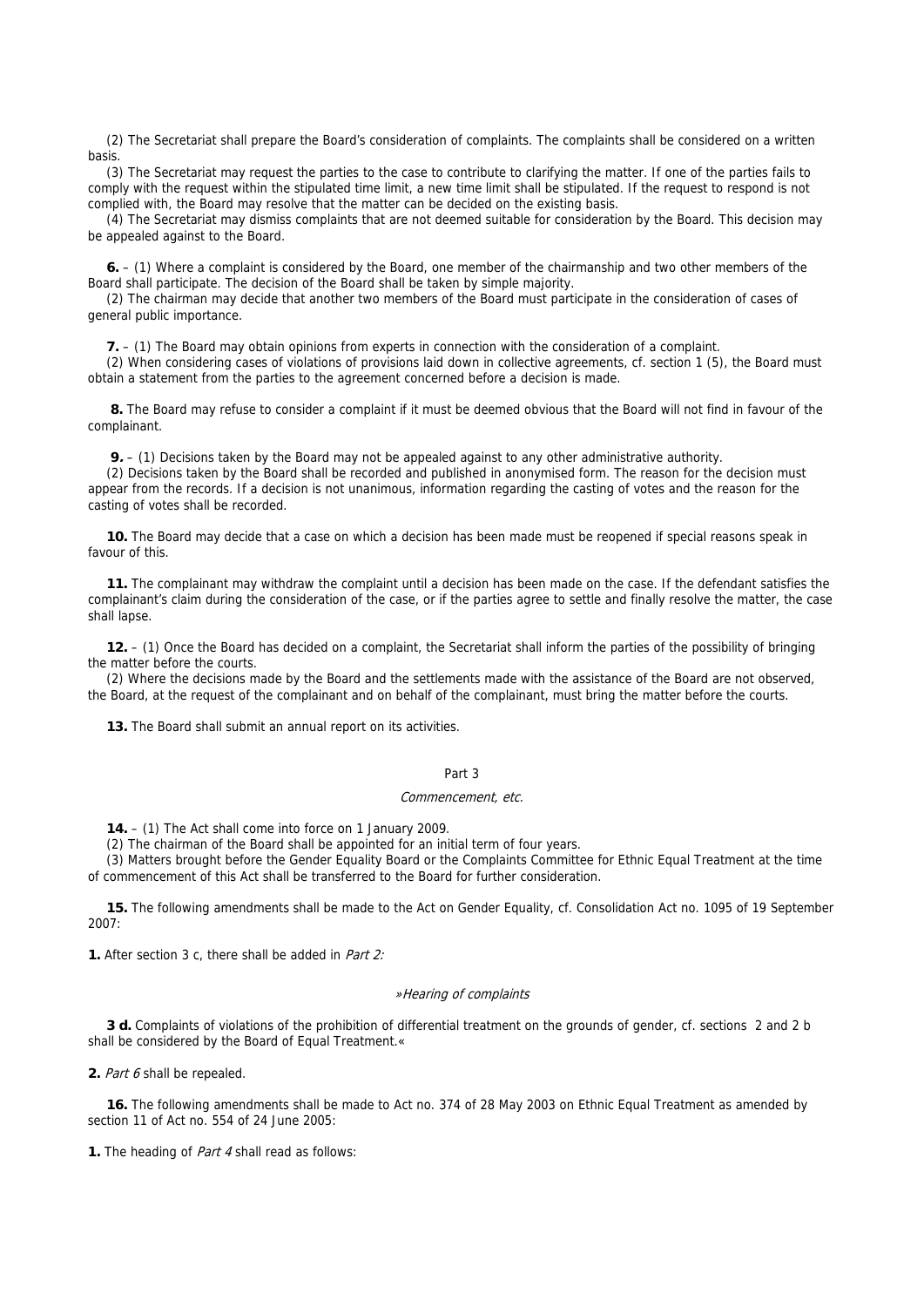(2) The Secretariat shall prepare the Board's consideration of complaints. The complaints shall be considered on a written basis.

(3) The Secretariat may request the parties to the case to contribute to clarifying the matter. If one of the parties fails to comply with the request within the stipulated time limit, a new time limit shall be stipulated. If the request to respond is not complied with, the Board may resolve that the matter can be decided on the existing basis.

(4) The Secretariat may dismiss complaints that are not deemed suitable for consideration by the Board. This decision may be appealed against to the Board.

**6.** – (1) Where a complaint is considered by the Board, one member of the chairmanship and two other members of the Board shall participate. The decision of the Board shall be taken by simple majority.

(2) The chairman may decide that another two members of the Board must participate in the consideration of cases of general public importance.

**7.** – (1) The Board may obtain opinions from experts in connection with the consideration of a complaint.

(2) When considering cases of violations of provisions laid down in collective agreements, cf. section 1 (5), the Board must obtain a statement from the parties to the agreement concerned before a decision is made.

**8.** The Board may refuse to consider a complaint if it must be deemed obvious that the Board will not find in favour of the complainant.

**9.** – (1) Decisions taken by the Board may not be appealed against to any other administrative authority.

(2) Decisions taken by the Board shall be recorded and published in anonymised form. The reason for the decision must appear from the records. If a decision is not unanimous, information regarding the casting of votes and the reason for the casting of votes shall be recorded.

**10.** The Board may decide that a case on which a decision has been made must be reopened if special reasons speak in favour of this.

**11.** The complainant may withdraw the complaint until a decision has been made on the case. If the defendant satisfies the complainant's claim during the consideration of the case, or if the parties agree to settle and finally resolve the matter, the case shall lapse.

**12.** – (1) Once the Board has decided on a complaint, the Secretariat shall inform the parties of the possibility of bringing the matter before the courts.

(2) Where the decisions made by the Board and the settlements made with the assistance of the Board are not observed, the Board, at the request of the complainant and on behalf of the complainant, must bring the matter before the courts.

**13.** The Board shall submit an annual report on its activities.

## Part 3

*Commencement, etc.*

**14.** – (1) The Act shall come into force on 1 January 2009.

(2) The chairman of the Board shall be appointed for an initial term of four years.

(3) Matters brought before the Gender Equality Board or the Complaints Committee for Ethnic Equal Treatment at the time of commencement of this Act shall be transferred to the Board for further consideration.

**15.** The following amendments shall be made to the Act on Gender Equality, cf. Consolidation Act no. 1095 of 19 September 2007:

**1.** After section 3 c, there shall be added in *Part 2:*

*»Hearing of complaints*

**3 d.** Complaints of violations of the prohibition of differential treatment on the grounds of gender, cf. sections 2 and 2 b shall be considered by the Board of Equal Treatment.«

**2.** *Part 6* shall be repealed.

**16.** The following amendments shall be made to Act no. 374 of 28 May 2003 on Ethnic Equal Treatment as amended by section 11 of Act no. 554 of 24 June 2005:

**1.** The heading of *Part 4* shall read as follows: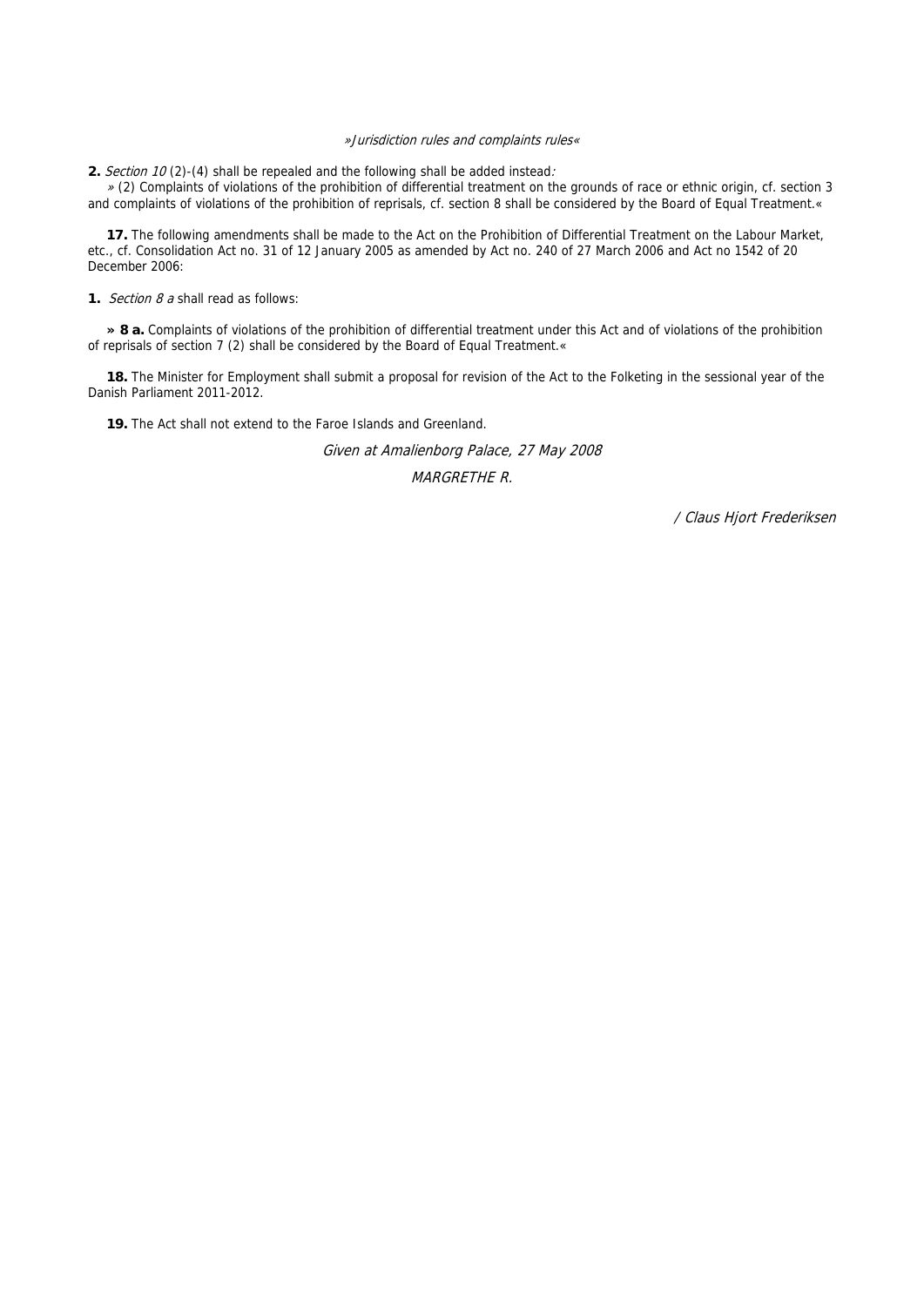*»Jurisdiction rules and complaints rules«*

**2.** *Section 10* (2)-(4) shall be repealed and the following shall be added instead*:*

» (2) Complaints of violations of the prohibition of differential treatment on the grounds of race or ethnic origin, cf. section 3 and complaints of violations of the prohibition of reprisals, cf. section 8 shall be considered by the Board of Equal Treatment.«

**17.** The following amendments shall be made to the Act on the Prohibition of Differential Treatment on the Labour Market, etc., cf. Consolidation Act no. 31 of 12 January 2005 as amended by Act no. 240 of 27 March 2006 and Act no 1542 of 20 December 2006:

**1.** *Section 8 a* shall read as follows:

**» 8 a.** Complaints of violations of the prohibition of differential treatment under this Act and of violations of the prohibition of reprisals of section 7 (2) shall be considered by the Board of Equal Treatment.«

**18.** The Minister for Employment shall submit a proposal for revision of the Act to the Folketing in the sessional year of the Danish Parliament 2011-2012.

**19.** The Act shall not extend to the Faroe Islands and Greenland.

*Given at Amalienborg Palace, 27 May 2008*

*MARGRETHE R.*

*/ Claus Hjort Frederiksen*